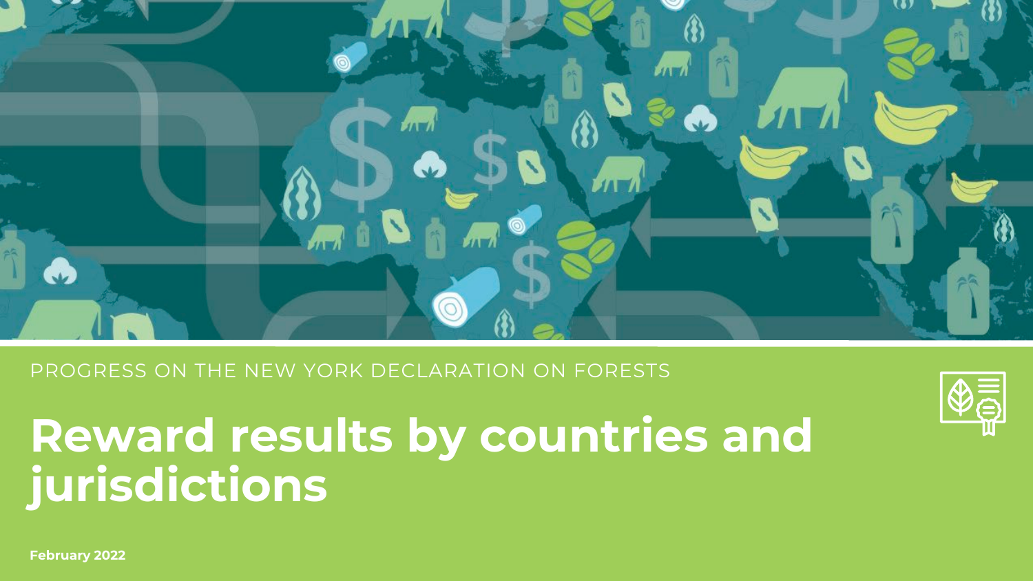PROGRESS ON THE NEW YORK DECLARATION ON FORESTS

# Reward results by countries and jurisdictions

**February 2022**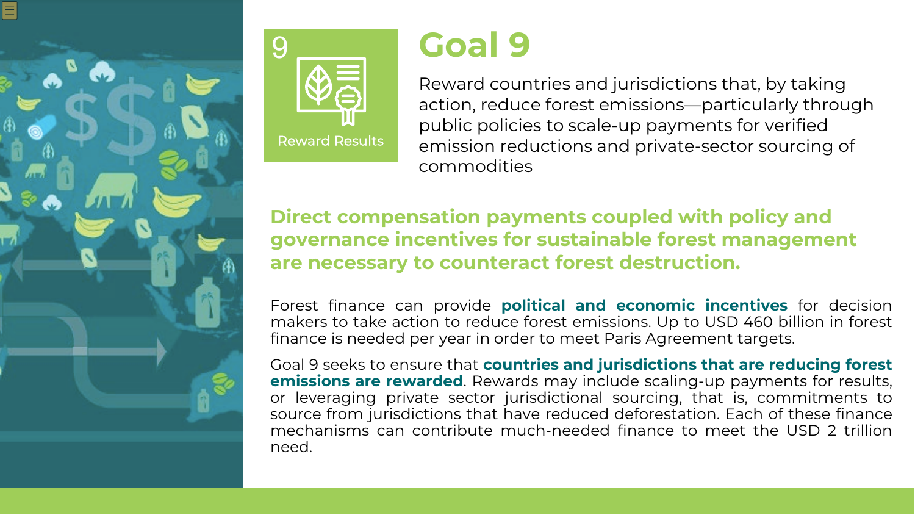# Goal 9

9

Reward Results

Reward countries and jurisdictions that, by taking action, reduce forest emissions—particularly through public policies to scale-up payments for verified emission reductions and private-sector sourcing of commodities

**Direct compensation payments coupled with policy and governance incentives for sustainable forest management are necessary to counteract forest destruction.**

Forest finance can provide **political and economic incentives** for decision makers to take action to reduce forest emissions. Up to USD 460 billion in forest finance is needed per year in order to meet Paris Agreement targets.

Goal 9 seeks to ensure that **countries and jurisdictions that are reducing forest emissions are rewarded**. Rewards may include scaling-up payments for results, or leveraging private sector jurisdictional sourcing, that is, commitments to source from jurisdictions that have reduced deforestation. Each of these finance mechanisms can contribute much-needed finance to meet the USD 2 trillion need.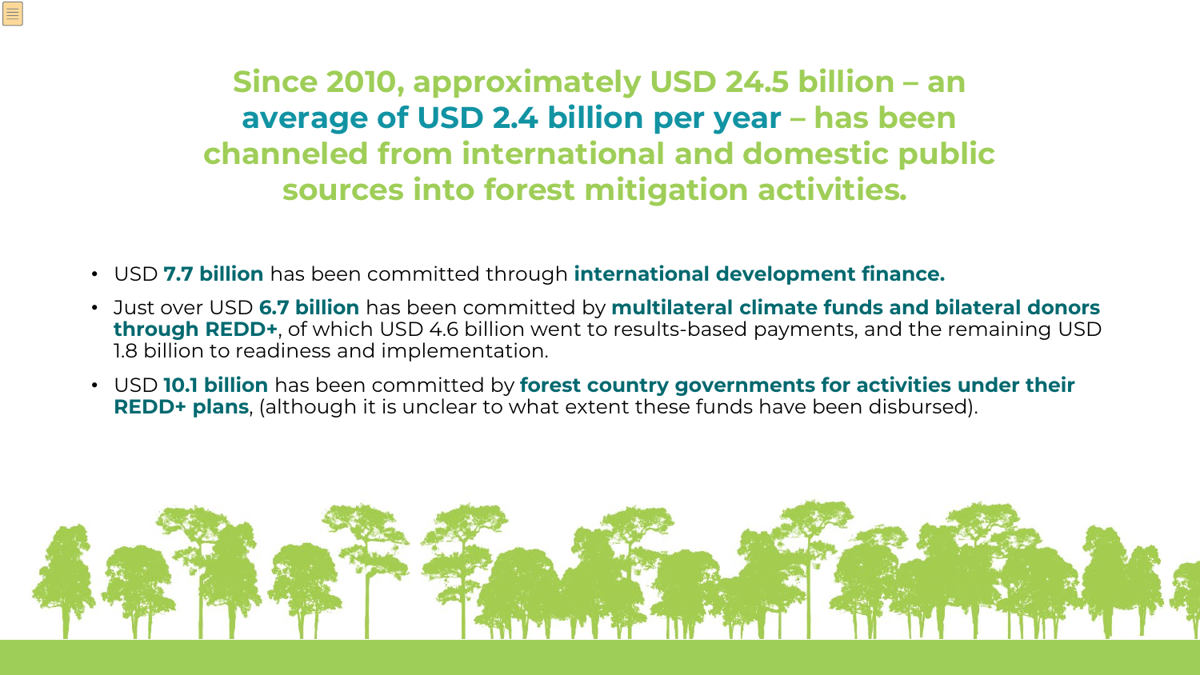# Since 2010, approximately USD 24.5 billion – an **average of USD 2.4 billion per year** – has been channeled from international and domestic public sources into forest mitigation activities.

- USD **7.7 billion** has been committed through **international development finance.**
- Just over USD **6.7 billion** has been committed by **multilateral climate funds and bilateral donors through REDD+**, of which USD 4.6 billion went to results-based payments, and the remaining USD 1.8 billion to readiness and implementation.
- USD **10.1 billion** has been committed by **forest country governments for activities under their REDD+ plans**, (although it is unclear to what extent these funds have been disbursed).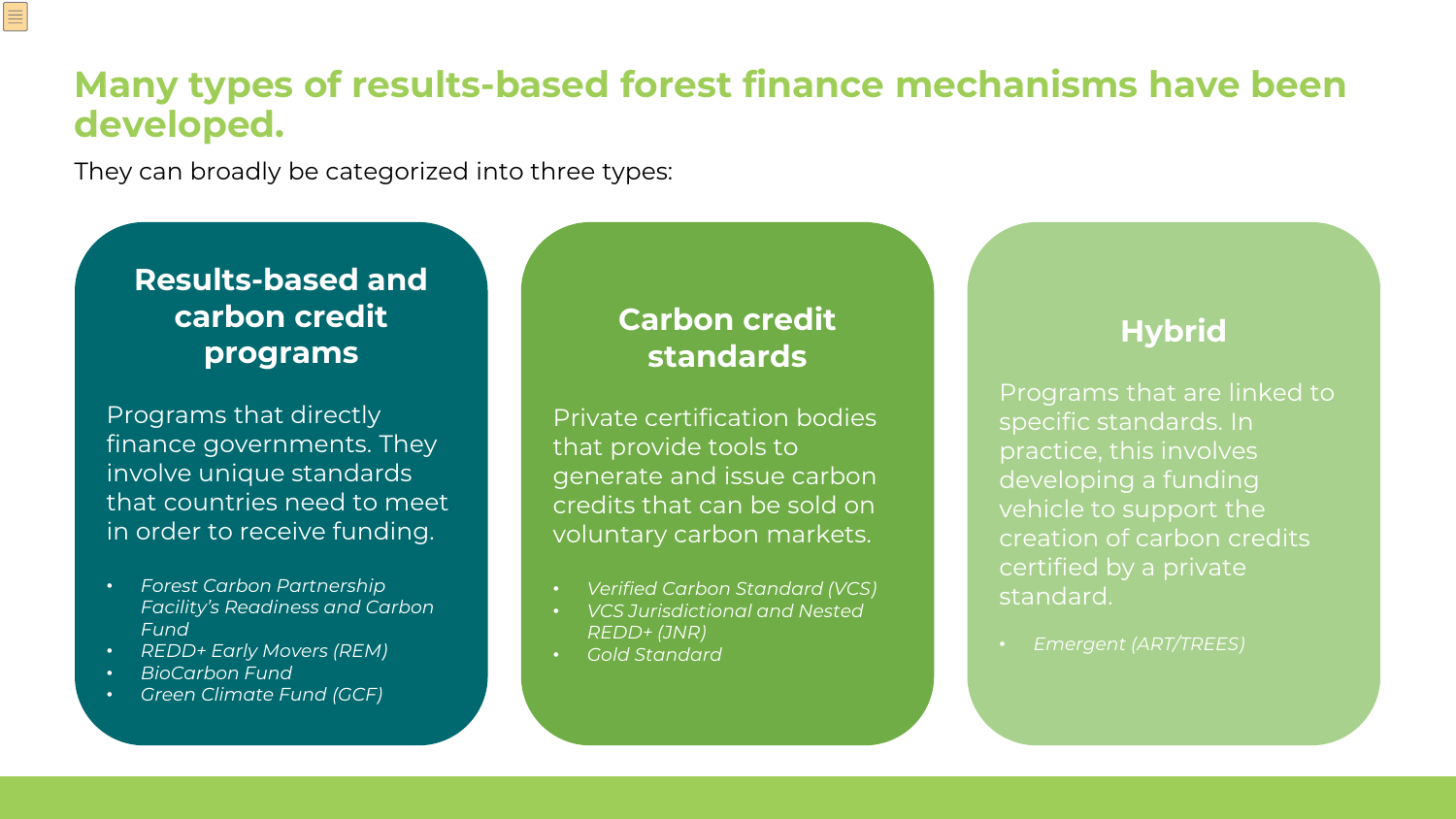# Many types of results-based forest finance mechanisms have been developed.

They can broadly be categorized into three types:

## Results-based and carbon credit programs

Programs that directly finance governments. They involve unique standards that countries need to meet in order to receive funding.

- *Forest Carbon Partnership Facility's Readiness and Carbon Fund*
- *REDD+ Early Movers (REM)*
- *BioCarbon Fund*
- *Green Climate Fund (GCF)*

## Carbon credit standards

Private certification bodies that provide tools to generate and issue carbon credits that can be sold on voluntary carbon markets.

- *Verified Carbon Standard (VCS)*
- *VCS Jurisdictional and Nested REDD+ (JNR)*
- *Gold Standard*

## Hybrid

Programs that are linked to specific standards. In practice, this involves developing a funding vehicle to support the creation of carbon credits certified by a private standard.

- *Emergent (ART/TREES)*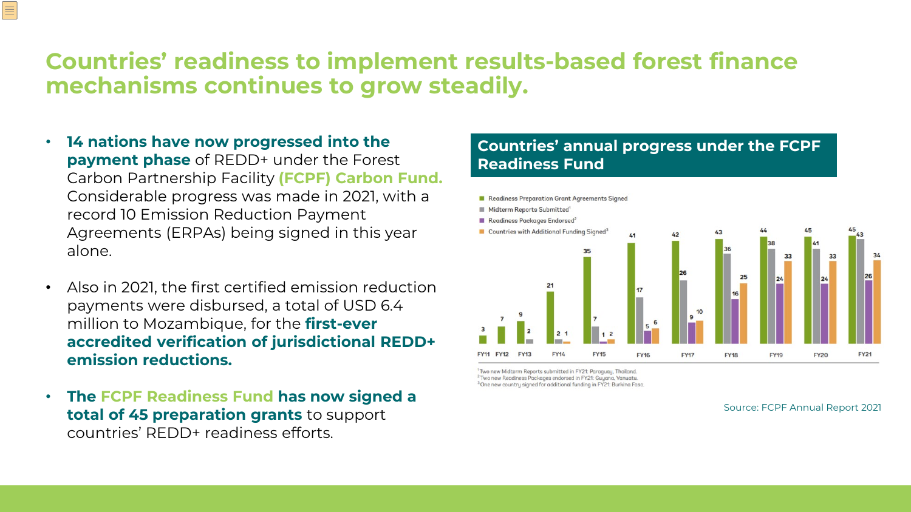# Countries' readiness to implement results-based forest finance mechanisms continues to grow steadily.

- **14 nations have now progressed into the payment phase** of REDD+ under the Forest Carbon Partnership Facility **(FCPF) Carbon Fund.** Considerable progress was made in 2021, with a record 10 Emission Reduction Payment Agreements (ERPAs) being signed in this year alone.
- Also in 2021, the first certified emission reduction payments were disbursed, a total of USD 6.4 million to Mozambique, for the **first-ever accredited verification of jurisdictional REDD+ emission reductions.**
- **The FCPF Readiness Fund has now signed a total of 45 preparation grants** to support countries' REDD+ readiness efforts.

## Countries' annual progress under the FCPF Readiness Fund

| | Readiness Preparation Grant Agreements Signed | Midterm Reports Submitted[1] | Readiness Packages Endorsed[2] | Countries with Additional Funding Signed[3] |
|---|---|---|---|---|
| FY11 | 3 | | | |
| FY12 | 7 | | | |
| FY13 | 9 | 2 | | |
| FY14 | 21 | 2 | | 1 |
| FY15 | 35 | 7 | 1 | 2 |
| FY16 | 41 | 17 | 5 | 6 |
| FY17 | 42 | 26 | 9 | 10 |
| FY18 | 43 | 36 | 16 | 25 |
| FY19 | 44 | 38 | 24 | 33 |
| FY20 | 45 | 41 | 24 | 33 |
| FY21 | 45 | 43 | 26 | 34 |

[1] Two new Midterm Reports submitted in FY21: Paraguay, Thailand.
[2] Two new Readiness Packages endorsed in FY21: Guyana, Vanuatu.
[3] One new country signed for additional funding in FY21: Burkina Faso.

Source: FCPF Annual Report 2021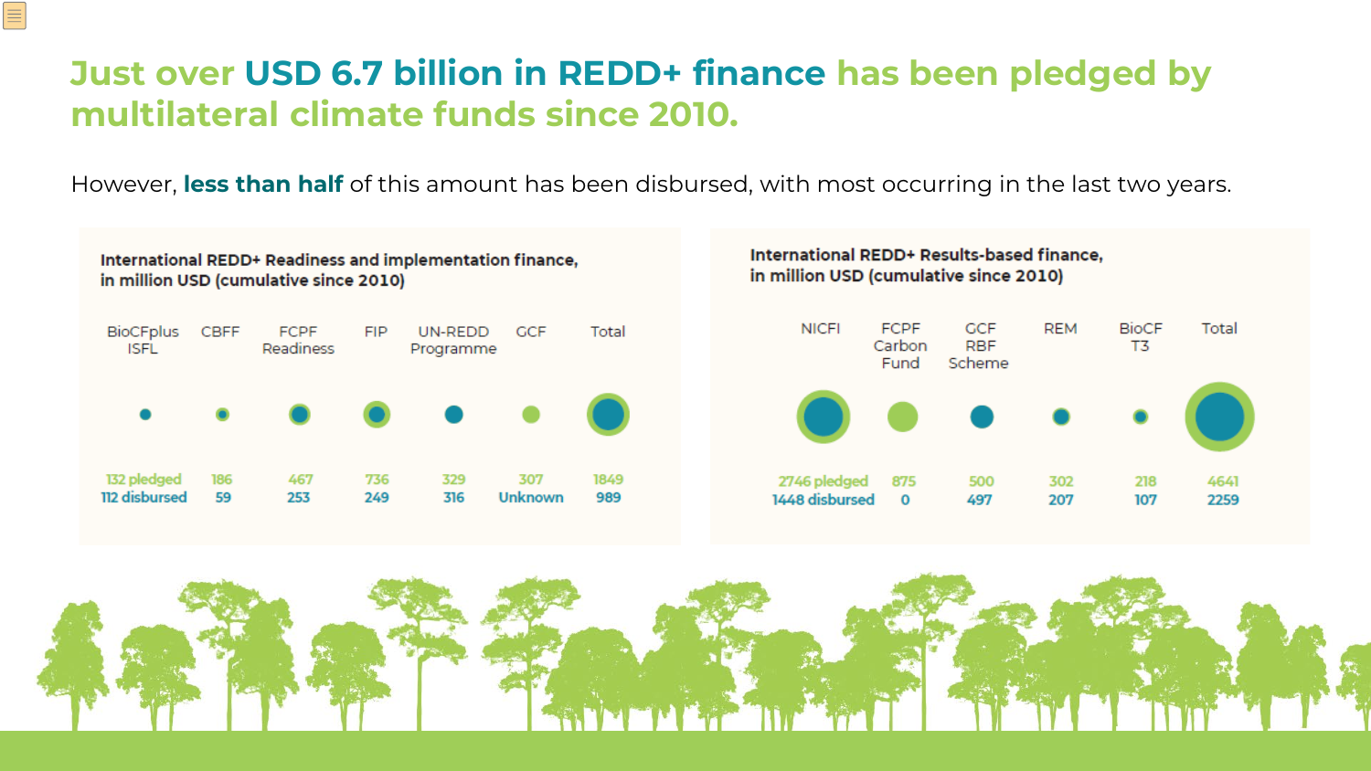# Just over USD 6.7 billion in REDD+ finance has been pledged by multilateral climate funds since 2010.

However, **less than half** of this amount has been disbursed, with most occurring in the last two years.

**International REDD+ Readiness and implementation finance, in million USD (cumulative since 2010)**

| | BioCFplus ISFL | CBFF | FCPF Readiness | FIP | UN-REDD Programme | GCF | Total |
|---|---|---|---|---|---|---|---|
| pledged | 132 | 186 | 467 | 736 | 329 | 307 | 1849 |
| disbursed | 112 | 59 | 253 | 249 | 316 | Unknown | 989 |

**International REDD+ Results-based finance, in million USD (cumulative since 2010)**

| | NICFI | FCPF Carbon Fund | GCF RBF Scheme | REM | BioCF T3 | Total |
|---|---|---|---|---|---|---|
| pledged | 2746 | 875 | 500 | 302 | 218 | 4641 |
| disbursed | 1448 | 0 | 497 | 207 | 107 | 2259 |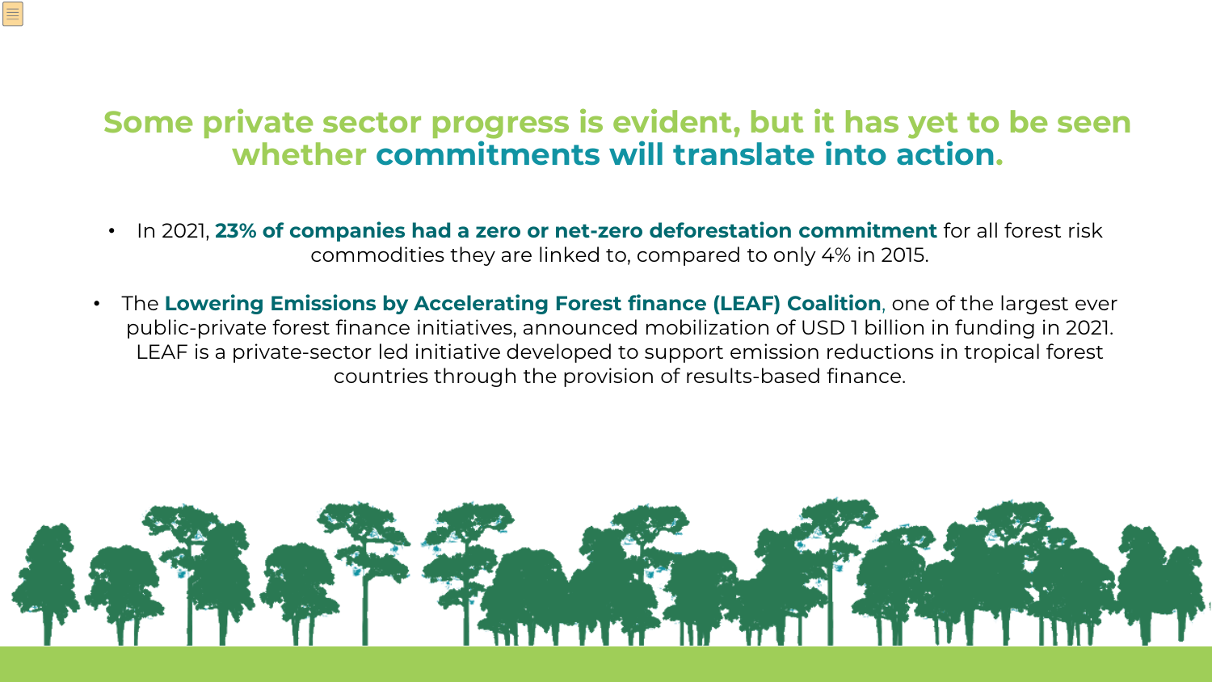# Some private sector progress is evident, but it has yet to be seen whether commitments will translate into action.

- In 2021, **23% of companies had a zero or net-zero deforestation commitment** for all forest risk commodities they are linked to, compared to only 4% in 2015.

- The **Lowering Emissions by Accelerating Forest finance (LEAF) Coalition**, one of the largest ever public-private forest finance initiatives, announced mobilization of USD 1 billion in funding in 2021. LEAF is a private-sector led initiative developed to support emission reductions in tropical forest countries through the provision of results-based finance.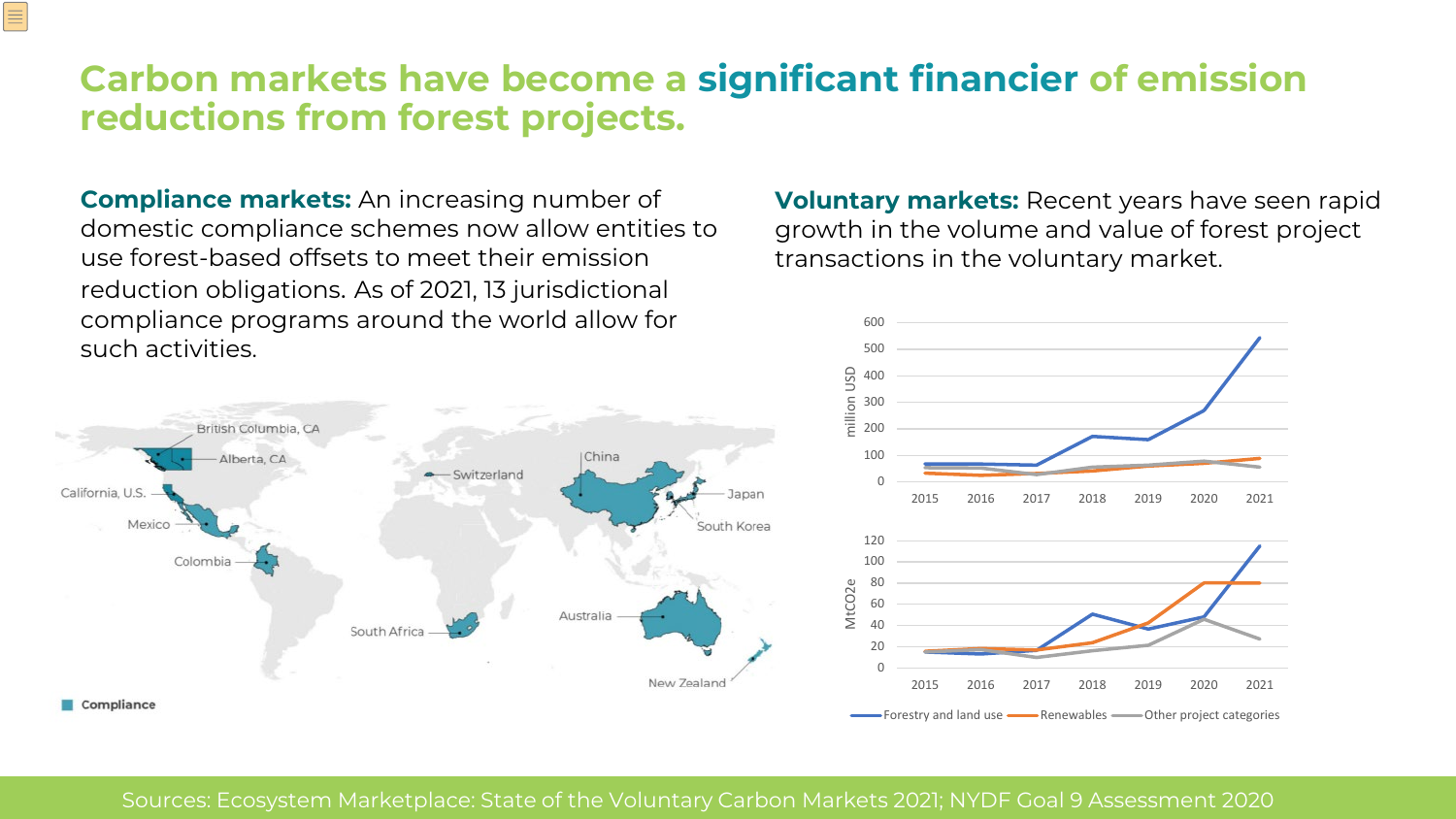# Carbon markets have become a significant financier of emission reductions from forest projects.

**Compliance markets:** An increasing number of domestic compliance schemes now allow entities to use forest-based offsets to meet their emission reduction obligations. As of 2021, 13 jurisdictional compliance programs around the world allow for such activities.

British Columbia, CA · Alberta, CA · California, U.S. · Mexico · Colombia · Switzerland · China · Japan · South Korea · South Africa · Australia · New Zealand

■ Compliance

**Voluntary markets:** Recent years have seen rapid growth in the volume and value of forest project transactions in the voluntary market.

Sources: Ecosystem Marketplace: State of the Voluntary Carbon Markets 2021; NYDF Goal 9 Assessment 2020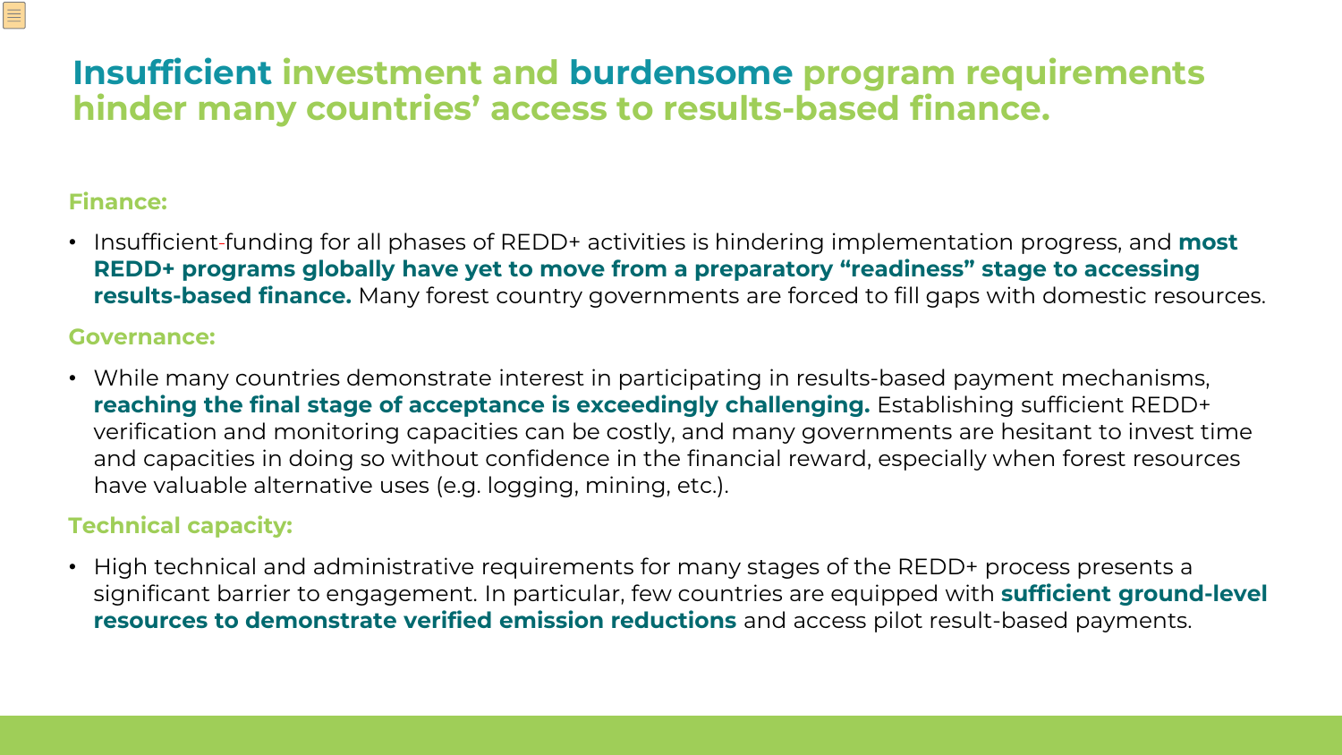# Insufficient investment and burdensome program requirements hinder many countries' access to results-based finance.

**Finance:**

- Insufficient funding for all phases of REDD+ activities is hindering implementation progress, and **most REDD+ programs globally have yet to move from a preparatory "readiness" stage to accessing results-based finance.** Many forest country governments are forced to fill gaps with domestic resources.

**Governance:**

- While many countries demonstrate interest in participating in results-based payment mechanisms, **reaching the final stage of acceptance is exceedingly challenging.** Establishing sufficient REDD+ verification and monitoring capacities can be costly, and many governments are hesitant to invest time and capacities in doing so without confidence in the financial reward, especially when forest resources have valuable alternative uses (e.g. logging, mining, etc.).

**Technical capacity:**

- High technical and administrative requirements for many stages of the REDD+ process presents a significant barrier to engagement. In particular, few countries are equipped with **sufficient ground-level resources to demonstrate verified emission reductions** and access pilot result-based payments.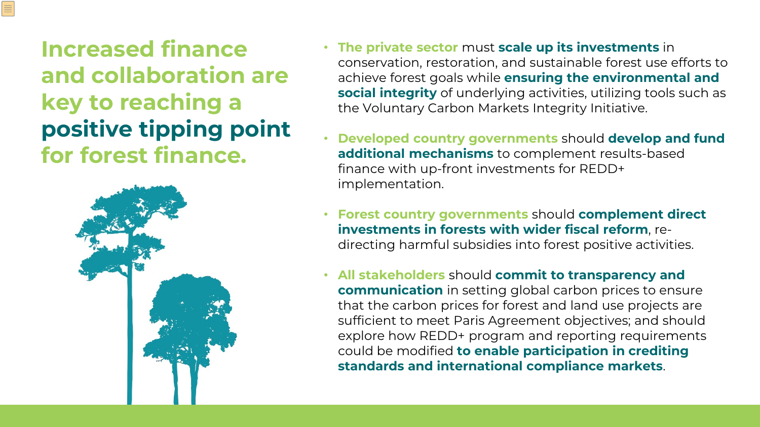# Increased finance and collaboration are key to reaching a **positive tipping point** for forest finance.

- **The private sector** must **scale up its investments** in conservation, restoration, and sustainable forest use efforts to achieve forest goals while **ensuring the environmental and social integrity** of underlying activities, utilizing tools such as the Voluntary Carbon Markets Integrity Initiative.
- **Developed country governments** should **develop and fund additional mechanisms** to complement results-based finance with up-front investments for REDD+ implementation.
- **Forest country governments** should **complement direct investments in forests with wider fiscal reform**, re-directing harmful subsidies into forest positive activities.
- **All stakeholders** should **commit to transparency and communication** in setting global carbon prices to ensure that the carbon prices for forest and land use projects are sufficient to meet Paris Agreement objectives; and should explore how REDD+ program and reporting requirements could be modified **to enable participation in crediting standards and international compliance markets**.